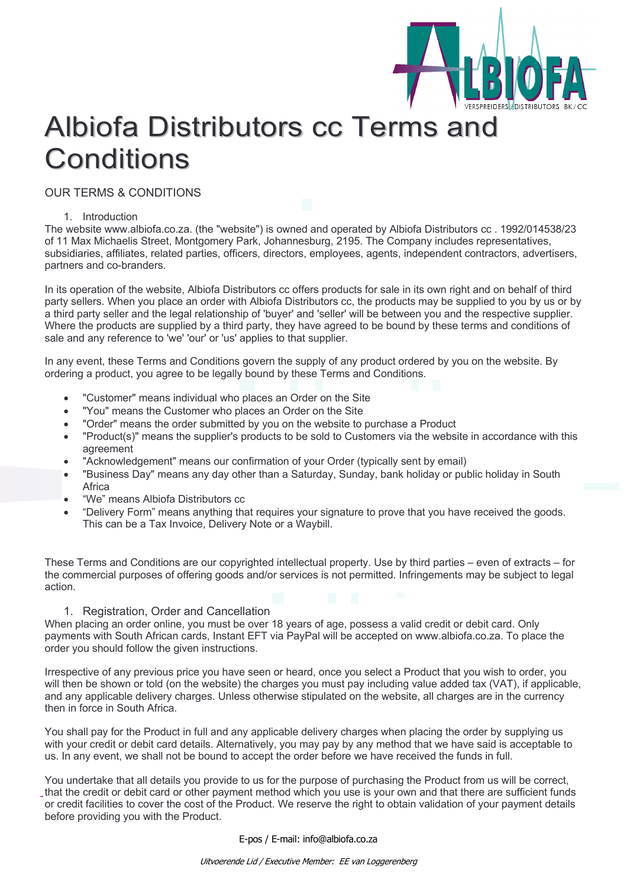# Albiofa Distributors cc Terms and Conditions

OUR TERMS & CONDITIONS

1. Introduction

The website www.albiofa.co.za. (the "website") is owned and operated by Albiofa Distributors cc . 1992/014538/23 of 11 Max Michaelis Street, Montgomery Park, Johannesburg, 2195. The Company includes representatives, subsidiaries, affiliates, related parties, officers, directors, employees, agents, independent contractors, advertisers, partners and co-branders.

In its operation of the website, Albiofa Distributors cc offers products for sale in its own right and on behalf of third party sellers. When you place an order with Albiofa Distributors cc, the products may be supplied to you by us or by a third party seller and the legal relationship of 'buyer' and 'seller' will be between you and the respective supplier. Where the products are supplied by a third party, they have agreed to be bound by these terms and conditions of sale and any reference to 'we' 'our' or 'us' applies to that supplier.

In any event, these Terms and Conditions govern the supply of any product ordered by you on the website. By ordering a product, you agree to be legally bound by these Terms and Conditions.

- "Customer" means individual who places an Order on the Site
- "You" means the Customer who places an Order on the Site
- "Order" means the order submitted by you on the website to purchase a Product
- "Product(s)" means the supplier's products to be sold to Customers via the website in accordance with this agreement
- "Acknowledgement" means our confirmation of your Order (typically sent by email)
- "Business Day" means any day other than a Saturday, Sunday, bank holiday or public holiday in South Africa
- "We" means Albiofa Distributors cc
- "Delivery Form" means anything that requires your signature to prove that you have received the goods. This can be a Tax Invoice, Delivery Note or a Waybill.

These Terms and Conditions are our copyrighted intellectual property. Use by third parties – even of extracts – for the commercial purposes of offering goods and/or services is not permitted. Infringements may be subject to legal action.

1. Registration, Order and Cancellation

When placing an order online, you must be over 18 years of age, possess a valid credit or debit card. Only payments with South African cards, Instant EFT via PayPal will be accepted on www.albiofa.co.za. To place the order you should follow the given instructions.

Irrespective of any previous price you have seen or heard, once you select a Product that you wish to order, you will then be shown or told (on the website) the charges you must pay including value added tax (VAT), if applicable, and any applicable delivery charges. Unless otherwise stipulated on the website, all charges are in the currency then in force in South Africa.

You shall pay for the Product in full and any applicable delivery charges when placing the order by supplying us with your credit or debit card details. Alternatively, you may pay by any method that we have said is acceptable to us. In any event, we shall not be bound to accept the order before we have received the funds in full.

You undertake that all details you provide to us for the purpose of purchasing the Product from us will be correct, that the credit or debit card or other payment method which you use is your own and that there are sufficient funds or credit facilities to cover the cost of the Product. We reserve the right to obtain validation of your payment details before providing you with the Product.

E-pos / E-mail: info@albiofa.co.za

*Uitvoerende Lid / Executive Member: EE van Loggerenberg*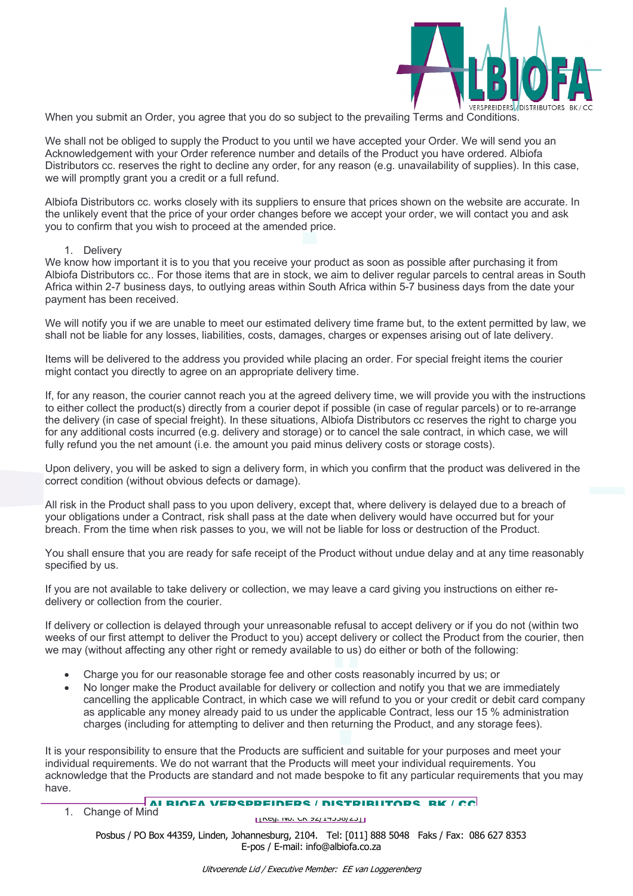When you submit an Order, you agree that you do so subject to the prevailing Terms and Conditions.

We shall not be obliged to supply the Product to you until we have accepted your Order. We will send you an Acknowledgement with your Order reference number and details of the Product you have ordered. Albiofa Distributors cc. reserves the right to decline any order, for any reason (e.g. unavailability of supplies). In this case, we will promptly grant you a credit or a full refund.

Albiofa Distributors cc. works closely with its suppliers to ensure that prices shown on the website are accurate. In the unlikely event that the price of your order changes before we accept your order, we will contact you and ask you to confirm that you wish to proceed at the amended price.

1. Delivery

We know how important it is to you that you receive your product as soon as possible after purchasing it from Albiofa Distributors cc.. For those items that are in stock, we aim to deliver regular parcels to central areas in South Africa within 2-7 business days, to outlying areas within South Africa within 5-7 business days from the date your payment has been received.

We will notify you if we are unable to meet our estimated delivery time frame but, to the extent permitted by law, we shall not be liable for any losses, liabilities, costs, damages, charges or expenses arising out of late delivery.

Items will be delivered to the address you provided while placing an order. For special freight items the courier might contact you directly to agree on an appropriate delivery time.

If, for any reason, the courier cannot reach you at the agreed delivery time, we will provide you with the instructions to either collect the product(s) directly from a courier depot if possible (in case of regular parcels) or to re-arrange the delivery (in case of special freight). In these situations, Albiofa Distributors cc reserves the right to charge you for any additional costs incurred (e.g. delivery and storage) or to cancel the sale contract, in which case, we will fully refund you the net amount (i.e. the amount you paid minus delivery costs or storage costs).

Upon delivery, you will be asked to sign a delivery form, in which you confirm that the product was delivered in the correct condition (without obvious defects or damage).

All risk in the Product shall pass to you upon delivery, except that, where delivery is delayed due to a breach of your obligations under a Contract, risk shall pass at the date when delivery would have occurred but for your breach. From the time when risk passes to you, we will not be liable for loss or destruction of the Product.

You shall ensure that you are ready for safe receipt of the Product without undue delay and at any time reasonably specified by us.

If you are not available to take delivery or collection, we may leave a card giving you instructions on either re-delivery or collection from the courier.

If delivery or collection is delayed through your unreasonable refusal to accept delivery or if you do not (within two weeks of our first attempt to deliver the Product to you) accept delivery or collect the Product from the courier, then we may (without affecting any other right or remedy available to us) do either or both of the following:

- Charge you for our reasonable storage fee and other costs reasonably incurred by us; or
- No longer make the Product available for delivery or collection and notify you that we are immediately cancelling the applicable Contract, in which case we will refund to you or your credit or debit card company as applicable any money already paid to us under the applicable Contract, less our 15 % administration charges (including for attempting to deliver and then returning the Product, and any storage fees).

It is your responsibility to ensure that the Products are sufficient and suitable for your purposes and meet your individual requirements. We do not warrant that the Products will meet your individual requirements. You acknowledge that the Products are standard and not made bespoke to fit any particular requirements that you may have.

1. Change of Mind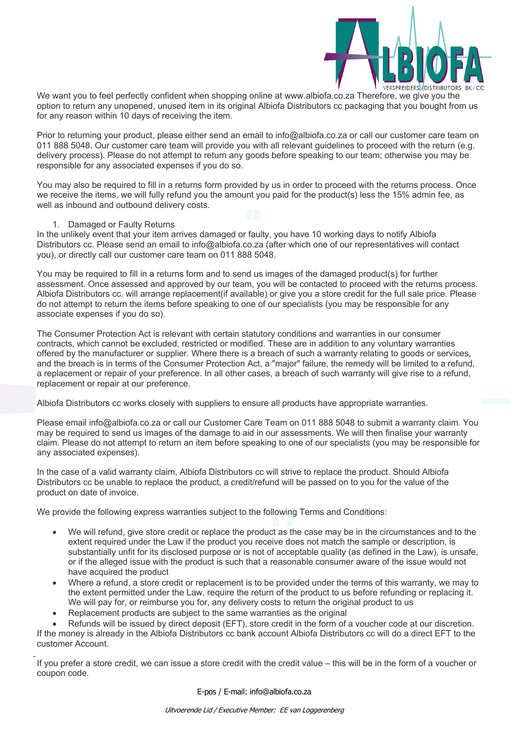We want you to feel perfectly confident when shopping online at www.albiofa.co.za Therefore, we give you the option to return any unopened, unused item in its original Albiofa Distributors cc packaging that you bought from us for any reason within 10 days of receiving the item.

Prior to returning your product, please either send an email to info@albiofa.co.za or call our customer care team on 011 888 5048. Our customer care team will provide you with all relevant guidelines to proceed with the return (e.g. delivery process). Please do not attempt to return any goods before speaking to our team; otherwise you may be responsible for any associated expenses if you do so.

You may also be required to fill in a returns form provided by us in order to proceed with the returns process. Once we receive the items, we will fully refund you the amount you paid for the product(s) less the 15% admin fee, as well as inbound and outbound delivery costs.

1. Damaged or Faulty Returns

In the unlikely event that your item arrives damaged or faulty, you have 10 working days to notify Albiofa Distributors cc. Please send an email to info@albiofa.co.za (after which one of our representatives will contact you), or directly call our customer care team on 011 888 5048.

You may be required to fill in a returns form and to send us images of the damaged product(s) for further assessment. Once assessed and approved by our team, you will be contacted to proceed with the returns process. Albiofa Distributors cc. will arrange replacement(if available) or give you a store credit for the full sale price. Please do not attempt to return the items before speaking to one of our specialists (you may be responsible for any associate expenses if you do so).

The Consumer Protection Act is relevant with certain statutory conditions and warranties in our consumer contracts, which cannot be excluded, restricted or modified. These are in addition to any voluntary warranties offered by the manufacturer or supplier. Where there is a breach of such a warranty relating to goods or services, and the breach is in terms of the Consumer Protection Act, a "major" failure, the remedy will be limited to a refund, a replacement or repair of your preference. In all other cases, a breach of such warranty will give rise to a refund, replacement or repair at our preference.

Albiofa Distributors cc works closely with suppliers to ensure all products have appropriate warranties.

Please email info@albiofa.co.za or call our Customer Care Team on 011 888 5048 to submit a warranty claim. You may be required to send us images of the damage to aid in our assessments. We will then finalise your warranty claim. Please do not attempt to return an item before speaking to one of our specialists (you may be responsible for any associated expenses).

In the case of a valid warranty claim, Albiofa Distributors cc will strive to replace the product. Should Albiofa Distributors cc be unable to replace the product, a credit/refund will be passed on to you for the value of the product on date of invoice.

We provide the following express warranties subject to the following Terms and Conditions:

- We will refund, give store credit or replace the product as the case may be in the circumstances and to the extent required under the Law if the product you receive does not match the sample or description, is substantially unfit for its disclosed purpose or is not of acceptable quality (as defined in the Law), is unsafe, or if the alleged issue with the product is such that a reasonable consumer aware of the issue would not have acquired the product
- Where a refund, a store credit or replacement is to be provided under the terms of this warranty, we may to the extent permitted under the Law, require the return of the product to us before refunding or replacing it. We will pay for, or reimburse you for, any delivery costs to return the original product to us
- Replacement products are subject to the same warranties as the original
- Refunds will be issued by direct deposit (EFT), store credit in the form of a voucher code at our discretion.

If the money is already in the Albiofa Distributors cc bank account Albiofa Distributors cc will do a direct EFT to the customer Account.

If you prefer a store credit, we can issue a store credit with the credit value – this will be in the form of a voucher or coupon code.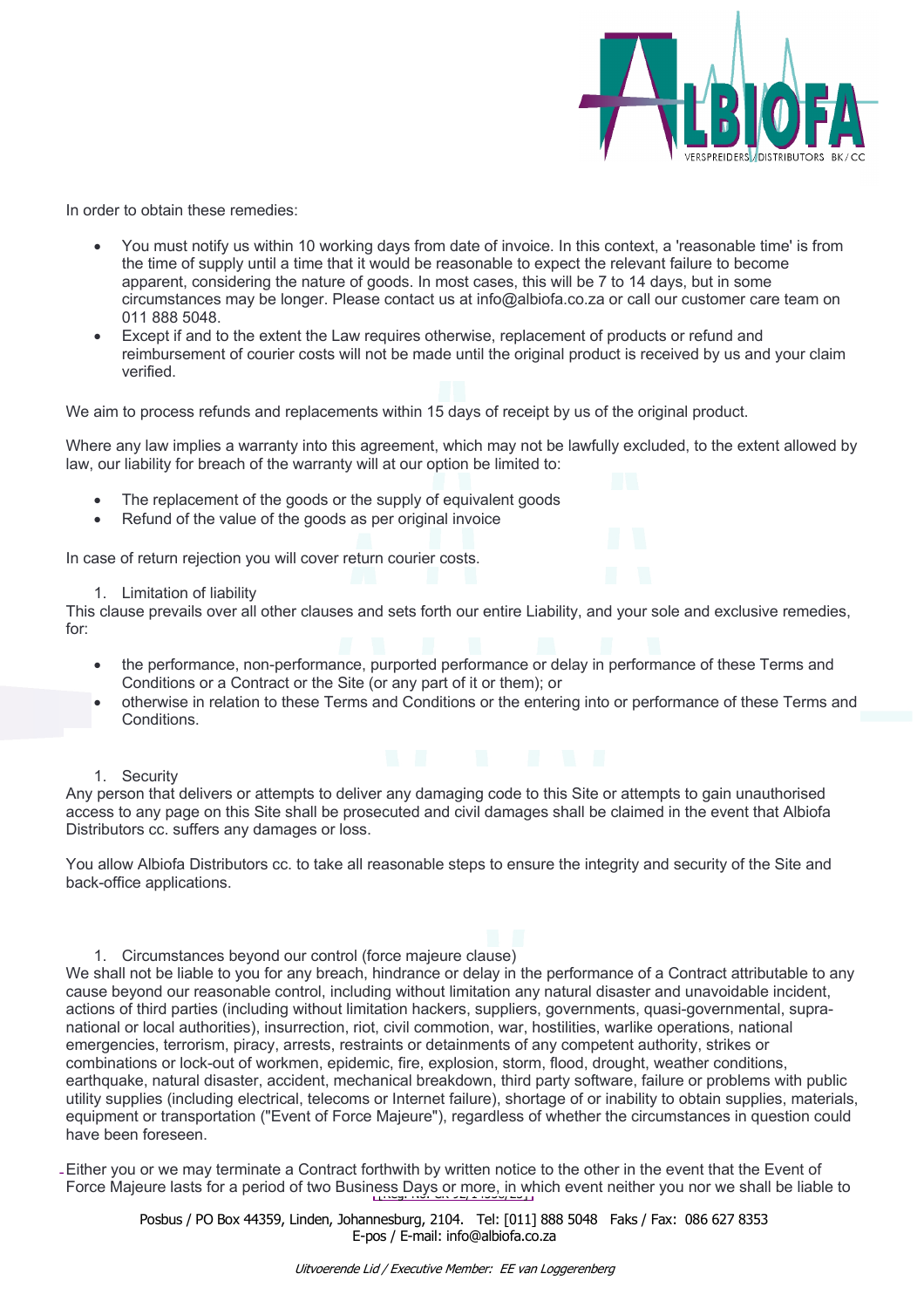In order to obtain these remedies:

- You must notify us within 10 working days from date of invoice. In this context, a 'reasonable time' is from the time of supply until a time that it would be reasonable to expect the relevant failure to become apparent, considering the nature of goods. In most cases, this will be 7 to 14 days, but in some circumstances may be longer. Please contact us at info@albiofa.co.za or call our customer care team on 011 888 5048.
- Except if and to the extent the Law requires otherwise, replacement of products or refund and reimbursement of courier costs will not be made until the original product is received by us and your claim verified.

We aim to process refunds and replacements within 15 days of receipt by us of the original product.

Where any law implies a warranty into this agreement, which may not be lawfully excluded, to the extent allowed by law, our liability for breach of the warranty will at our option be limited to:

- The replacement of the goods or the supply of equivalent goods
- Refund of the value of the goods as per original invoice

In case of return rejection you will cover return courier costs.

1. Limitation of liability

This clause prevails over all other clauses and sets forth our entire Liability, and your sole and exclusive remedies, for:

- the performance, non-performance, purported performance or delay in performance of these Terms and Conditions or a Contract or the Site (or any part of it or them); or
- otherwise in relation to these Terms and Conditions or the entering into or performance of these Terms and Conditions.

1. Security

Any person that delivers or attempts to deliver any damaging code to this Site or attempts to gain unauthorised access to any page on this Site shall be prosecuted and civil damages shall be claimed in the event that Albiofa Distributors cc. suffers any damages or loss.

You allow Albiofa Distributors cc. to take all reasonable steps to ensure the integrity and security of the Site and back-office applications.

1. Circumstances beyond our control (force majeure clause)

We shall not be liable to you for any breach, hindrance or delay in the performance of a Contract attributable to any cause beyond our reasonable control, including without limitation any natural disaster and unavoidable incident, actions of third parties (including without limitation hackers, suppliers, governments, quasi-governmental, supra-national or local authorities), insurrection, riot, civil commotion, war, hostilities, warlike operations, national emergencies, terrorism, piracy, arrests, restraints or detainments of any competent authority, strikes or combinations or lock-out of workmen, epidemic, fire, explosion, storm, flood, drought, weather conditions, earthquake, natural disaster, accident, mechanical breakdown, third party software, failure or problems with public utility supplies (including electrical, telecoms or Internet failure), shortage of or inability to obtain supplies, materials, equipment or transportation ("Event of Force Majeure"), regardless of whether the circumstances in question could have been foreseen.

Either you or we may terminate a Contract forthwith by written notice to the other in the event that the Event of Force Majeure lasts for a period of two Business Days or more, in which event neither you nor we shall be liable to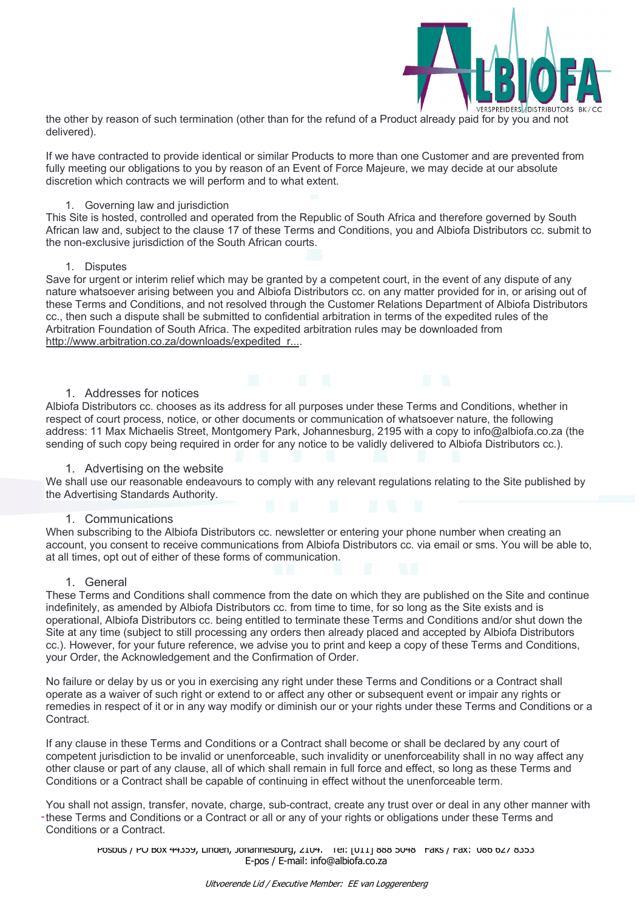the other by reason of such termination (other than for the refund of a Product already paid for by you and not delivered).

If we have contracted to provide identical or similar Products to more than one Customer and are prevented from fully meeting our obligations to you by reason of an Event of Force Majeure, we may decide at our absolute discretion which contracts we will perform and to what extent.

1. Governing law and jurisdiction

This Site is hosted, controlled and operated from the Republic of South Africa and therefore governed by South African law and, subject to the clause 17 of these Terms and Conditions, you and Albiofa Distributors cc. submit to the non-exclusive jurisdiction of the South African courts.

1. Disputes

Save for urgent or interim relief which may be granted by a competent court, in the event of any dispute of any nature whatsoever arising between you and Albiofa Distributors cc. on any matter provided for in, or arising out of these Terms and Conditions, and not resolved through the Customer Relations Department of Albiofa Distributors cc., then such a dispute shall be submitted to confidential arbitration in terms of the expedited rules of the Arbitration Foundation of South Africa. The expedited arbitration rules may be downloaded from http://www.arbitration.co.za/downloads/expedited_r....

1. Addresses for notices

Albiofa Distributors cc. chooses as its address for all purposes under these Terms and Conditions, whether in respect of court process, notice, or other documents or communication of whatsoever nature, the following address: 11 Max Michaelis Street, Montgomery Park, Johannesburg, 2195 with a copy to info@albiofa.co.za (the sending of such copy being required in order for any notice to be validly delivered to Albiofa Distributors cc.).

1. Advertising on the website

We shall use our reasonable endeavours to comply with any relevant regulations relating to the Site published by the Advertising Standards Authority.

1. Communications

When subscribing to the Albiofa Distributors cc. newsletter or entering your phone number when creating an account, you consent to receive communications from Albiofa Distributors cc. via email or sms. You will be able to, at all times, opt out of either of these forms of communication.

1. General

These Terms and Conditions shall commence from the date on which they are published on the Site and continue indefinitely, as amended by Albiofa Distributors cc. from time to time, for so long as the Site exists and is operational, Albiofa Distributors cc. being entitled to terminate these Terms and Conditions and/or shut down the Site at any time (subject to still processing any orders then already placed and accepted by Albiofa Distributors cc.). However, for your future reference, we advise you to print and keep a copy of these Terms and Conditions, your Order, the Acknowledgement and the Confirmation of Order.

No failure or delay by us or you in exercising any right under these Terms and Conditions or a Contract shall operate as a waiver of such right or extend to or affect any other or subsequent event or impair any rights or remedies in respect of it or in any way modify or diminish our or your rights under these Terms and Conditions or a Contract.

If any clause in these Terms and Conditions or a Contract shall become or shall be declared by any court of competent jurisdiction to be invalid or unenforceable, such invalidity or unenforceability shall in no way affect any other clause or part of any clause, all of which shall remain in full force and effect, so long as these Terms and Conditions or a Contract shall be capable of continuing in effect without the unenforceable term.

You shall not assign, transfer, novate, charge, sub-contract, create any trust over or deal in any other manner with these Terms and Conditions or a Contract or all or any of your rights or obligations under these Terms and Conditions or a Contract.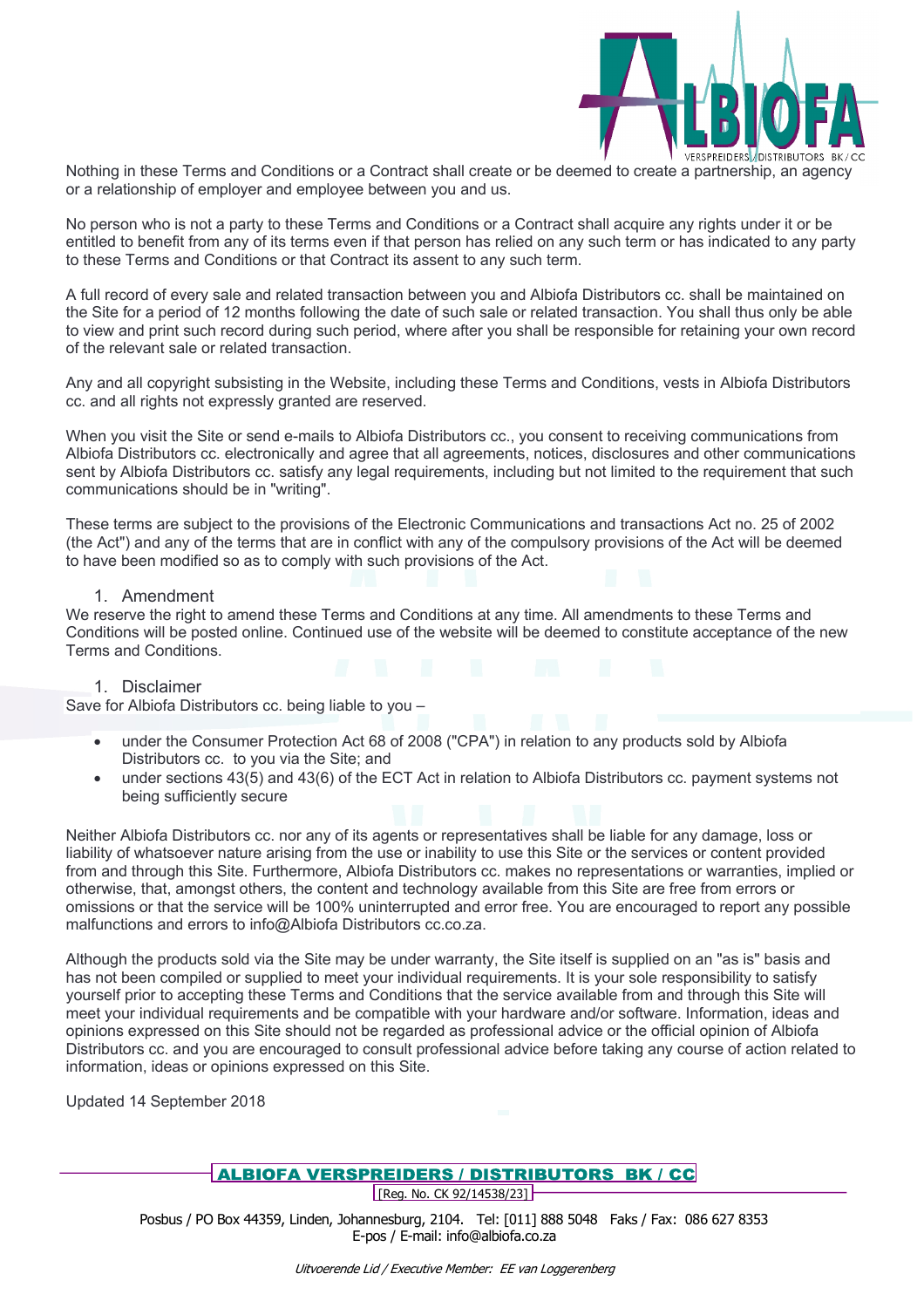Nothing in these Terms and Conditions or a Contract shall create or be deemed to create a partnership, an agency or a relationship of employer and employee between you and us.

No person who is not a party to these Terms and Conditions or a Contract shall acquire any rights under it or be entitled to benefit from any of its terms even if that person has relied on any such term or has indicated to any party to these Terms and Conditions or that Contract its assent to any such term.

A full record of every sale and related transaction between you and Albiofa Distributors cc. shall be maintained on the Site for a period of 12 months following the date of such sale or related transaction. You shall thus only be able to view and print such record during such period, where after you shall be responsible for retaining your own record of the relevant sale or related transaction.

Any and all copyright subsisting in the Website, including these Terms and Conditions, vests in Albiofa Distributors cc. and all rights not expressly granted are reserved.

When you visit the Site or send e-mails to Albiofa Distributors cc., you consent to receiving communications from Albiofa Distributors cc. electronically and agree that all agreements, notices, disclosures and other communications sent by Albiofa Distributors cc. satisfy any legal requirements, including but not limited to the requirement that such communications should be in "writing".

These terms are subject to the provisions of the Electronic Communications and transactions Act no. 25 of 2002 (the Act") and any of the terms that are in conflict with any of the compulsory provisions of the Act will be deemed to have been modified so as to comply with such provisions of the Act.

1. Amendment

We reserve the right to amend these Terms and Conditions at any time. All amendments to these Terms and Conditions will be posted online. Continued use of the website will be deemed to constitute acceptance of the new Terms and Conditions.

1. Disclaimer

Save for Albiofa Distributors cc. being liable to you –

- under the Consumer Protection Act 68 of 2008 ("CPA") in relation to any products sold by Albiofa Distributors cc. to you via the Site; and
- under sections 43(5) and 43(6) of the ECT Act in relation to Albiofa Distributors cc. payment systems not being sufficiently secure

Neither Albiofa Distributors cc. nor any of its agents or representatives shall be liable for any damage, loss or liability of whatsoever nature arising from the use or inability to use this Site or the services or content provided from and through this Site. Furthermore, Albiofa Distributors cc. makes no representations or warranties, implied or otherwise, that, amongst others, the content and technology available from this Site are free from errors or omissions or that the service will be 100% uninterrupted and error free. You are encouraged to report any possible malfunctions and errors to info@Albiofa Distributors cc.co.za.

Although the products sold via the Site may be under warranty, the Site itself is supplied on an "as is" basis and has not been compiled or supplied to meet your individual requirements. It is your sole responsibility to satisfy yourself prior to accepting these Terms and Conditions that the service available from and through this Site will meet your individual requirements and be compatible with your hardware and/or software. Information, ideas and opinions expressed on this Site should not be regarded as professional advice or the official opinion of Albiofa Distributors cc. and you are encouraged to consult professional advice before taking any course of action related to information, ideas or opinions expressed on this Site.

Updated 14 September 2018